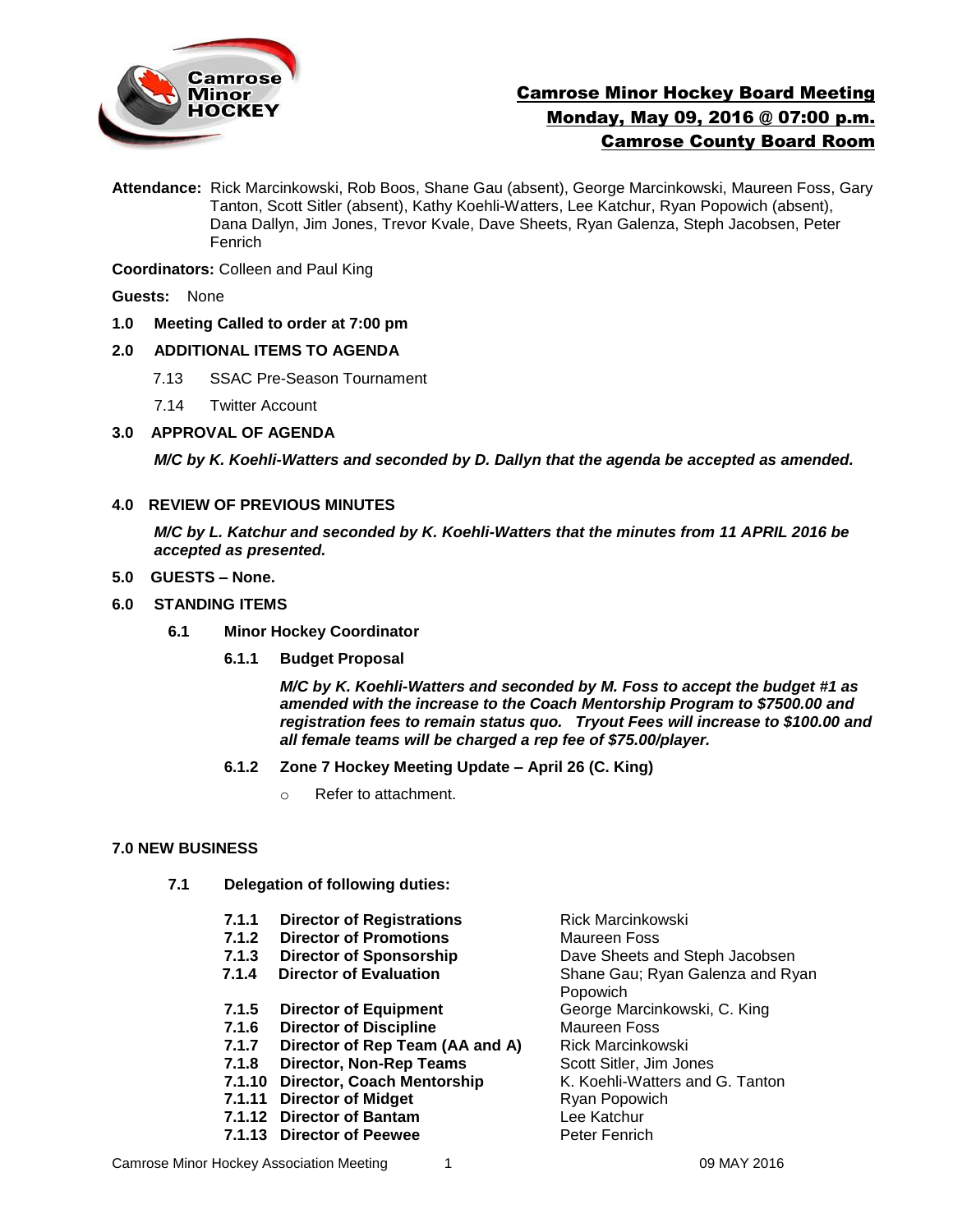# Camrose Minor Hockey Board Meeting
## Monday, May 09, 2016 @ 07:00 p.m.
## Camrose County Board Room

**Attendance:** Rick Marcinkowski, Rob Boos, Shane Gau (absent), George Marcinkowski, Maureen Foss, Gary Tanton, Scott Sitler (absent), Kathy Koehli-Watters, Lee Katchur, Ryan Popowich (absent), Dana Dallyn, Jim Jones, Trevor Kvale, Dave Sheets, Ryan Galenza, Steph Jacobsen, Peter Fenrich

**Coordinators:** Colleen and Paul King

**Guests:** None

**1.0 Meeting Called to order at 7:00 pm**

**2.0 ADDITIONAL ITEMS TO AGENDA**

7.13 SSAC Pre-Season Tournament

7.14 Twitter Account

**3.0 APPROVAL OF AGENDA**

***M/C by K. Koehli-Watters and seconded by D. Dallyn that the agenda be accepted as amended.***

**4.0 REVIEW OF PREVIOUS MINUTES**

***M/C by L. Katchur and seconded by K. Koehli-Watters that the minutes from 11 APRIL 2016 be accepted as presented.***

**5.0 GUESTS – None.**

**6.0 STANDING ITEMS**

**6.1 Minor Hockey Coordinator**

**6.1.1 Budget Proposal**

***M/C by K. Koehli-Watters and seconded by M. Foss to accept the budget #1 as amended with the increase to the Coach Mentorship Program to $7500.00 and registration fees to remain status quo. Tryout Fees will increase to $100.00 and all female teams will be charged a rep fee of $75.00/player.***

**6.1.2 Zone 7 Hockey Meeting Update – April 26 (C. King)**

- Refer to attachment.

**7.0 NEW BUSINESS**

**7.1 Delegation of following duties:**

| | | |
|---|---|---|
| **7.1.1** | **Director of Registrations** | Rick Marcinkowski |
| **7.1.2** | **Director of Promotions** | Maureen Foss |
| **7.1.3** | **Director of Sponsorship** | Dave Sheets and Steph Jacobsen |
| **7.1.4** | **Director of Evaluation** | Shane Gau; Ryan Galenza and Ryan Popowich |
| **7.1.5** | **Director of Equipment** | George Marcinkowski, C. King |
| **7.1.6** | **Director of Discipline** | Maureen Foss |
| **7.1.7** | **Director of Rep Team (AA and A)** | Rick Marcinkowski |
| **7.1.8** | **Director, Non-Rep Teams** | Scott Sitler, Jim Jones |
| **7.1.10** | **Director, Coach Mentorship** | K. Koehli-Watters and G. Tanton |
| **7.1.11** | **Director of Midget** | Ryan Popowich |
| **7.1.12** | **Director of Bantam** | Lee Katchur |
| **7.1.13** | **Director of Peewee** | Peter Fenrich |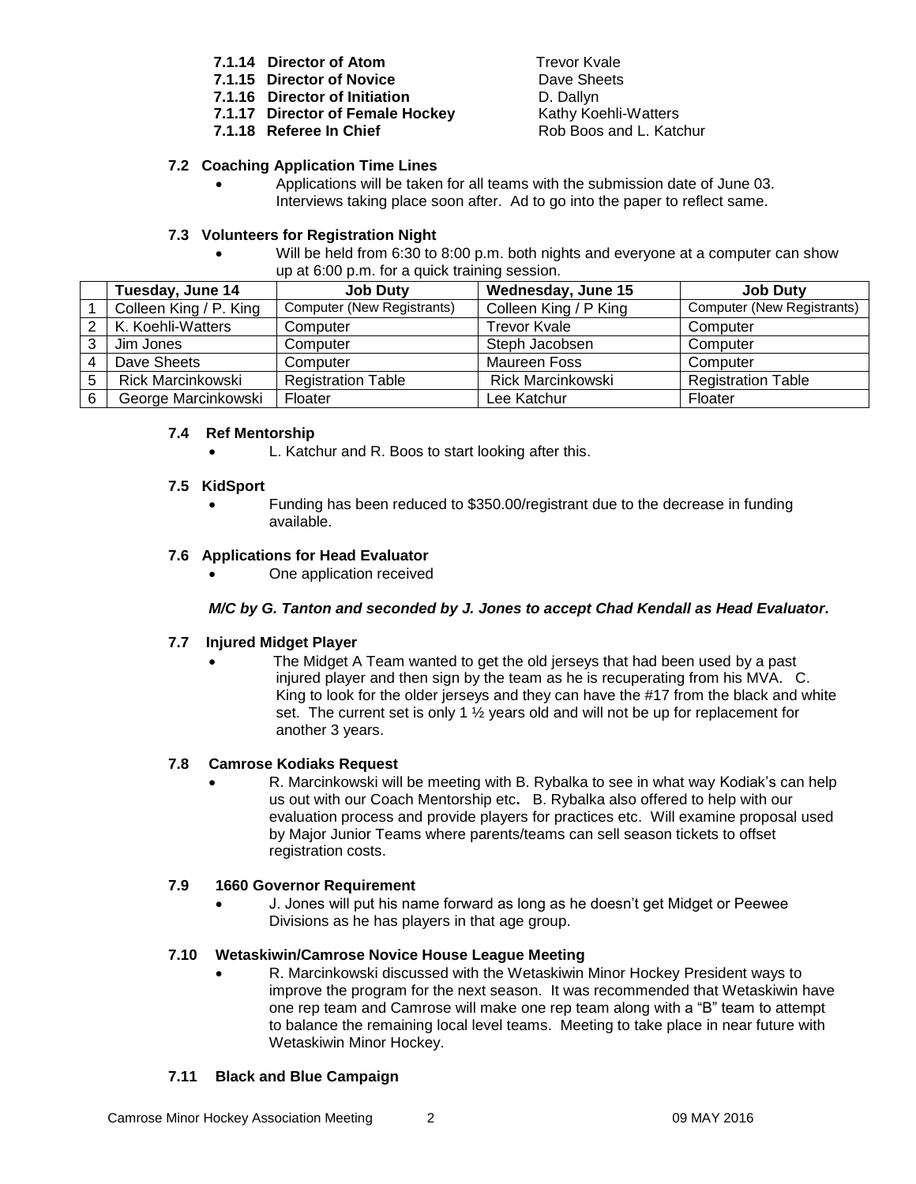**7.1.14 Director of Atom** Trevor Kvale
**7.1.15 Director of Novice** Dave Sheets
**7.1.16 Director of Initiation** D. Dallyn
**7.1.17 Director of Female Hockey** Kathy Koehli-Watters
**7.1.18 Referee In Chief** Rob Boos and L. Katchur

### 7.2 Coaching Application Time Lines

- Applications will be taken for all teams with the submission date of June 03. Interviews taking place soon after. Ad to go into the paper to reflect same.

### 7.3 Volunteers for Registration Night

- Will be held from 6:30 to 8:00 p.m. both nights and everyone at a computer can show up at 6:00 p.m. for a quick training session.

| | Tuesday, June 14 | Job Duty | Wednesday, June 15 | Job Duty |
|---|---|---|---|---|
| 1 | Colleen King / P. King | Computer (New Registrants) | Colleen King / P King | Computer (New Registrants) |
| 2 | K. Koehli-Watters | Computer | Trevor Kvale | Computer |
| 3 | Jim Jones | Computer | Steph Jacobsen | Computer |
| 4 | Dave Sheets | Computer | Maureen Foss | Computer |
| 5 | Rick Marcinkowski | Registration Table | Rick Marcinkowski | Registration Table |
| 6 | George Marcinkowski | Floater | Lee Katchur | Floater |

### 7.4 Ref Mentorship

- L. Katchur and R. Boos to start looking after this.

### 7.5 KidSport

- Funding has been reduced to $350.00/registrant due to the decrease in funding available.

### 7.6 Applications for Head Evaluator

- One application received

***M/C by G. Tanton and seconded by J. Jones to accept Chad Kendall as Head Evaluator.***

### 7.7 Injured Midget Player

- The Midget A Team wanted to get the old jerseys that had been used by a past injured player and then sign by the team as he is recuperating from his MVA. C. King to look for the older jerseys and they can have the #17 from the black and white set. The current set is only 1 ½ years old and will not be up for replacement for another 3 years.

### 7.8 Camrose Kodiaks Request

- R. Marcinkowski will be meeting with B. Rybalka to see in what way Kodiak's can help us out with our Coach Mentorship etc. B. Rybalka also offered to help with our evaluation process and provide players for practices etc. Will examine proposal used by Major Junior Teams where parents/teams can sell season tickets to offset registration costs.

### 7.9 1660 Governor Requirement

- J. Jones will put his name forward as long as he doesn't get Midget or Peewee Divisions as he has players in that age group.

### 7.10 Wetaskiwin/Camrose Novice House League Meeting

- R. Marcinkowski discussed with the Wetaskiwin Minor Hockey President ways to improve the program for the next season. It was recommended that Wetaskiwin have one rep team and Camrose will make one rep team along with a "B" team to attempt to balance the remaining local level teams. Meeting to take place in near future with Wetaskiwin Minor Hockey.

### 7.11 Black and Blue Campaign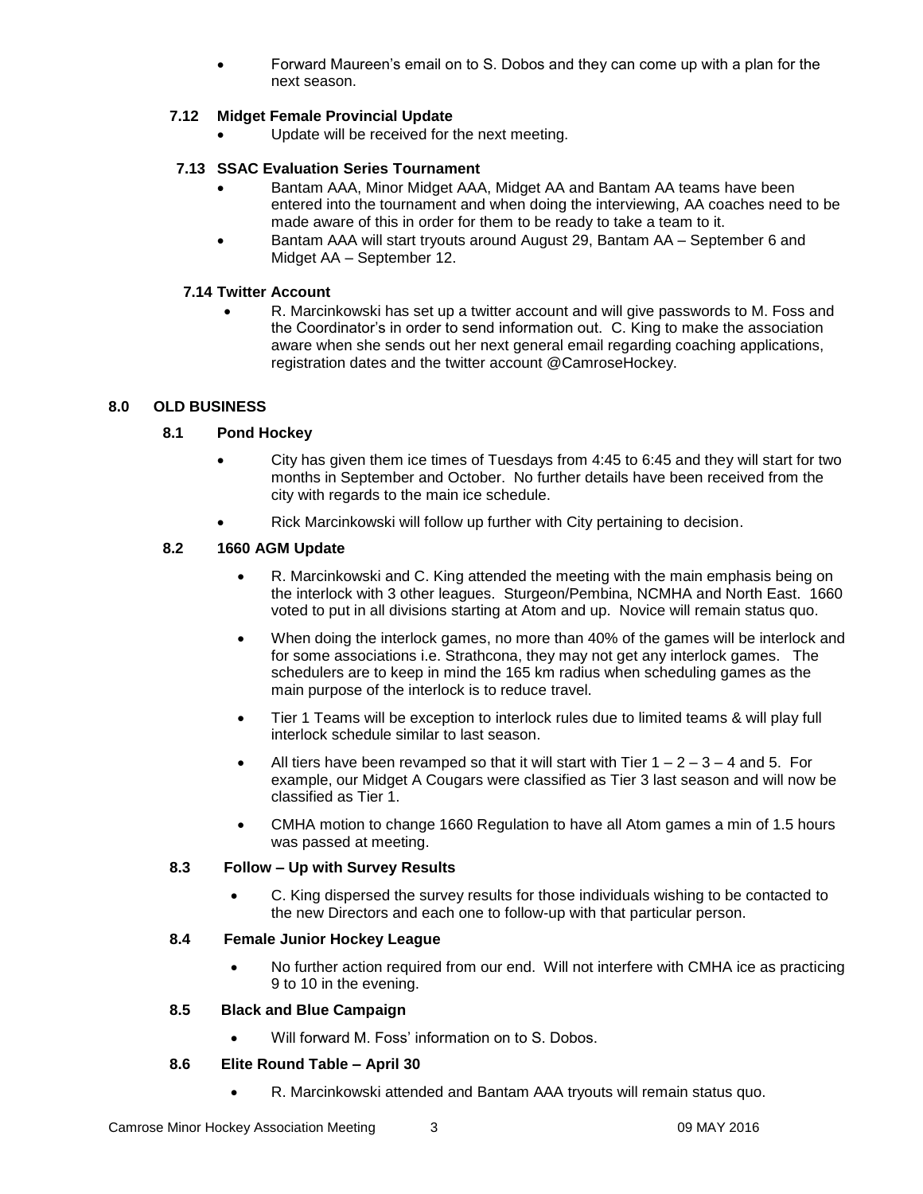- Forward Maureen's email on to S. Dobos and they can come up with a plan for the next season.

### 7.12 Midget Female Provincial Update

- Update will be received for the next meeting.

### 7.13 SSAC Evaluation Series Tournament

- Bantam AAA, Minor Midget AAA, Midget AA and Bantam AA teams have been entered into the tournament and when doing the interviewing, AA coaches need to be made aware of this in order for them to be ready to take a team to it.
- Bantam AAA will start tryouts around August 29, Bantam AA – September 6 and Midget AA – September 12.

### 7.14 Twitter Account

- R. Marcinkowski has set up a twitter account and will give passwords to M. Foss and the Coordinator's in order to send information out. C. King to make the association aware when she sends out her next general email regarding coaching applications, registration dates and the twitter account @CamroseHockey.

## 8.0 OLD BUSINESS

### 8.1 Pond Hockey

- City has given them ice times of Tuesdays from 4:45 to 6:45 and they will start for two months in September and October. No further details have been received from the city with regards to the main ice schedule.
- Rick Marcinkowski will follow up further with City pertaining to decision.

### 8.2 1660 AGM Update

- R. Marcinkowski and C. King attended the meeting with the main emphasis being on the interlock with 3 other leagues. Sturgeon/Pembina, NCMHA and North East. 1660 voted to put in all divisions starting at Atom and up. Novice will remain status quo.
- When doing the interlock games, no more than 40% of the games will be interlock and for some associations i.e. Strathcona, they may not get any interlock games. The schedulers are to keep in mind the 165 km radius when scheduling games as the main purpose of the interlock is to reduce travel.
- Tier 1 Teams will be exception to interlock rules due to limited teams & will play full interlock schedule similar to last season.
- All tiers have been revamped so that it will start with Tier 1 – 2 – 3 – 4 and 5. For example, our Midget A Cougars were classified as Tier 3 last season and will now be classified as Tier 1.
- CMHA motion to change 1660 Regulation to have all Atom games a min of 1.5 hours was passed at meeting.

### 8.3 Follow – Up with Survey Results

- C. King dispersed the survey results for those individuals wishing to be contacted to the new Directors and each one to follow-up with that particular person.

### 8.4 Female Junior Hockey League

- No further action required from our end. Will not interfere with CMHA ice as practicing 9 to 10 in the evening.

### 8.5 Black and Blue Campaign

- Will forward M. Foss' information on to S. Dobos.

### 8.6 Elite Round Table – April 30

- R. Marcinkowski attended and Bantam AAA tryouts will remain status quo.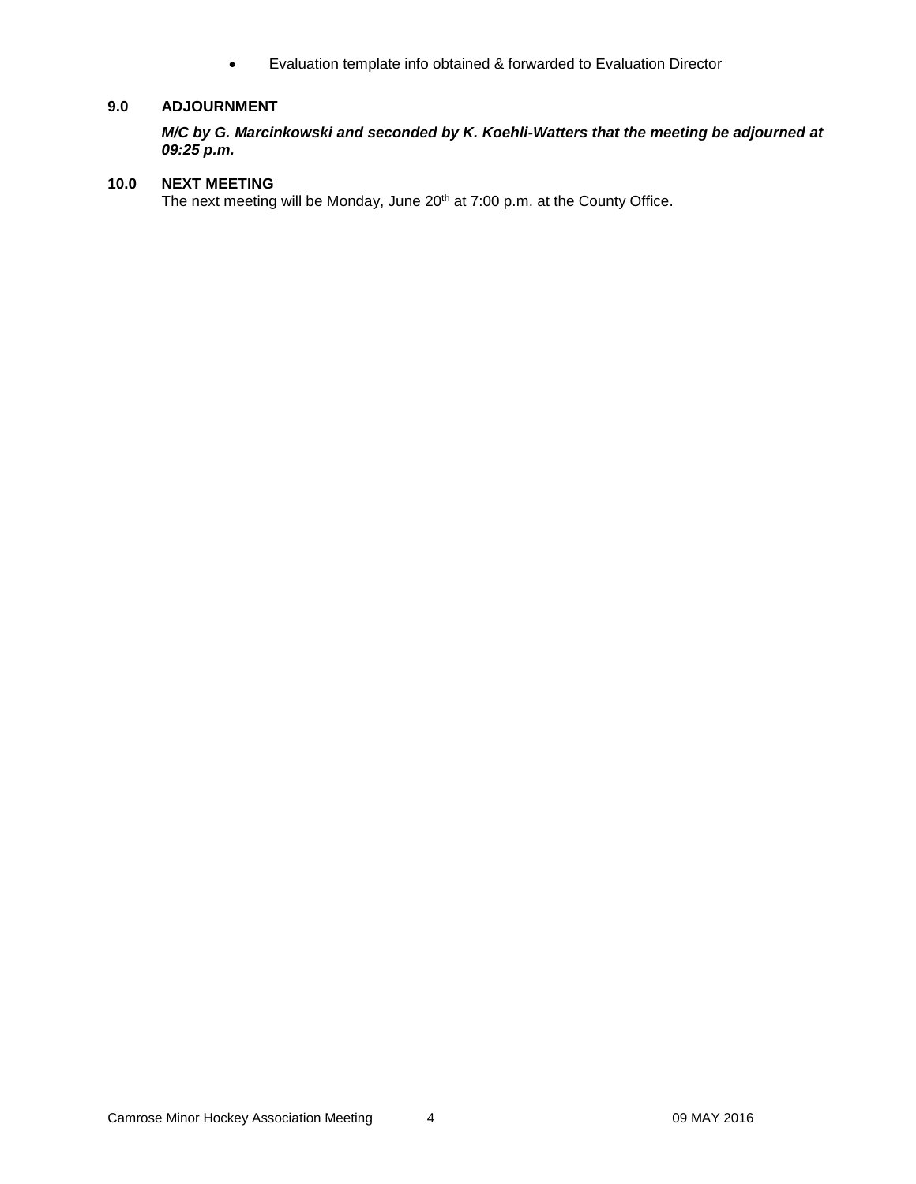- Evaluation template info obtained & forwarded to Evaluation Director

## 9.0 ADJOURNMENT

***M/C by G. Marcinkowski and seconded by K. Koehli-Watters that the meeting be adjourned at 09:25 p.m.***

## 10.0 NEXT MEETING

The next meeting will be Monday, June 20th at 7:00 p.m. at the County Office.